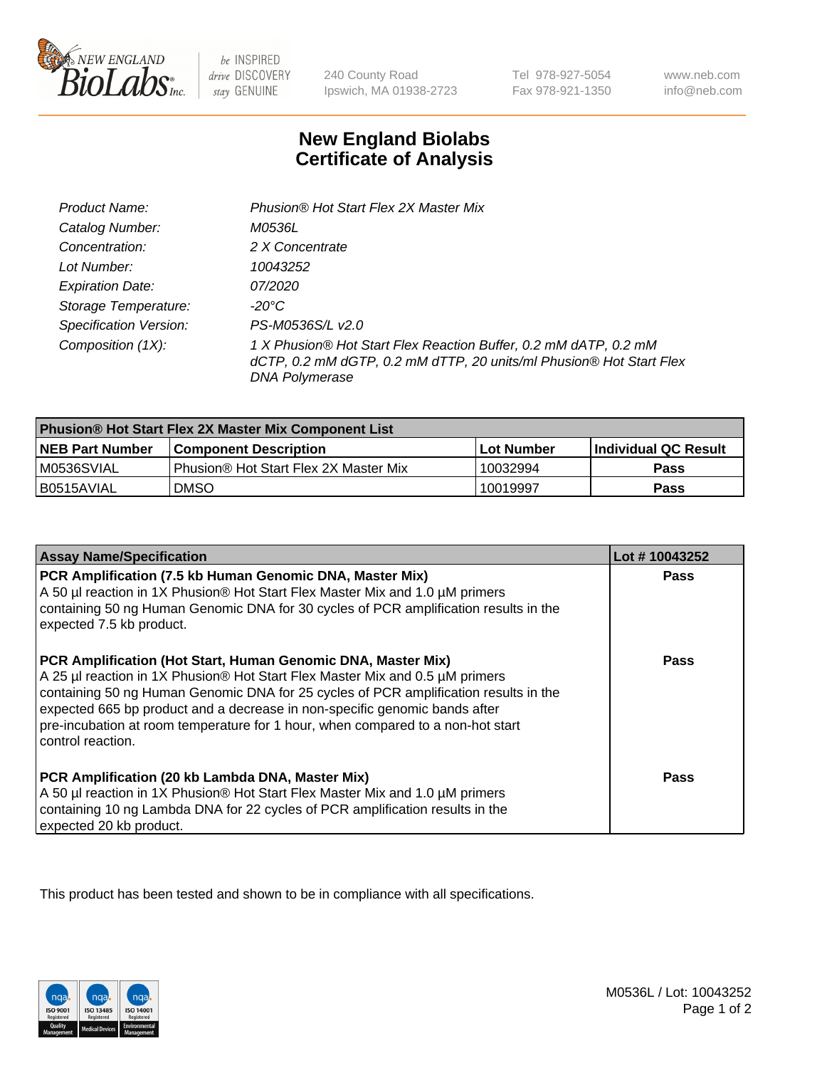240 County Road
Ipswich, MA 01938-2723

Tel 978-927-5054
Fax 978-921-1350

www.neb.com
info@neb.com

# New England Biolabs Certificate of Analysis

| | |
|---|---|
| *Product Name:* | *Phusion® Hot Start Flex 2X Master Mix* |
| *Catalog Number:* | *M0536L* |
| *Concentration:* | *2 X Concentrate* |
| *Lot Number:* | *10043252* |
| *Expiration Date:* | *07/2020* |
| *Storage Temperature:* | *-20°C* |
| *Specification Version:* | *PS-M0536S/L v2.0* |
| *Composition (1X):* | *1 X Phusion® Hot Start Flex Reaction Buffer, 0.2 mM dATP, 0.2 mM dCTP, 0.2 mM dGTP, 0.2 mM dTTP, 20 units/ml Phusion® Hot Start Flex DNA Polymerase* |

| Phusion® Hot Start Flex 2X Master Mix Component List | | | |
|---|---|---|---|
| **NEB Part Number** | **Component Description** | **Lot Number** | **Individual QC Result** |
| M0536SVIAL | Phusion® Hot Start Flex 2X Master Mix | 10032994 | **Pass** |
| B0515AVIAL | DMSO | 10019997 | **Pass** |

| Assay Name/Specification | Lot # 10043252 |
|---|---|
| **PCR Amplification (7.5 kb Human Genomic DNA, Master Mix)** A 50 µl reaction in 1X Phusion® Hot Start Flex Master Mix and 1.0 µM primers containing 50 ng Human Genomic DNA for 30 cycles of PCR amplification results in the expected 7.5 kb product. | **Pass** |
| **PCR Amplification (Hot Start, Human Genomic DNA, Master Mix)** A 25 µl reaction in 1X Phusion® Hot Start Flex Master Mix and 0.5 µM primers containing 50 ng Human Genomic DNA for 25 cycles of PCR amplification results in the expected 665 bp product and a decrease in non-specific genomic bands after pre-incubation at room temperature for 1 hour, when compared to a non-hot start control reaction. | **Pass** |
| **PCR Amplification (20 kb Lambda DNA, Master Mix)** A 50 µl reaction in 1X Phusion® Hot Start Flex Master Mix and 1.0 µM primers containing 10 ng Lambda DNA for 22 cycles of PCR amplification results in the expected 20 kb product. | **Pass** |

This product has been tested and shown to be in compliance with all specifications.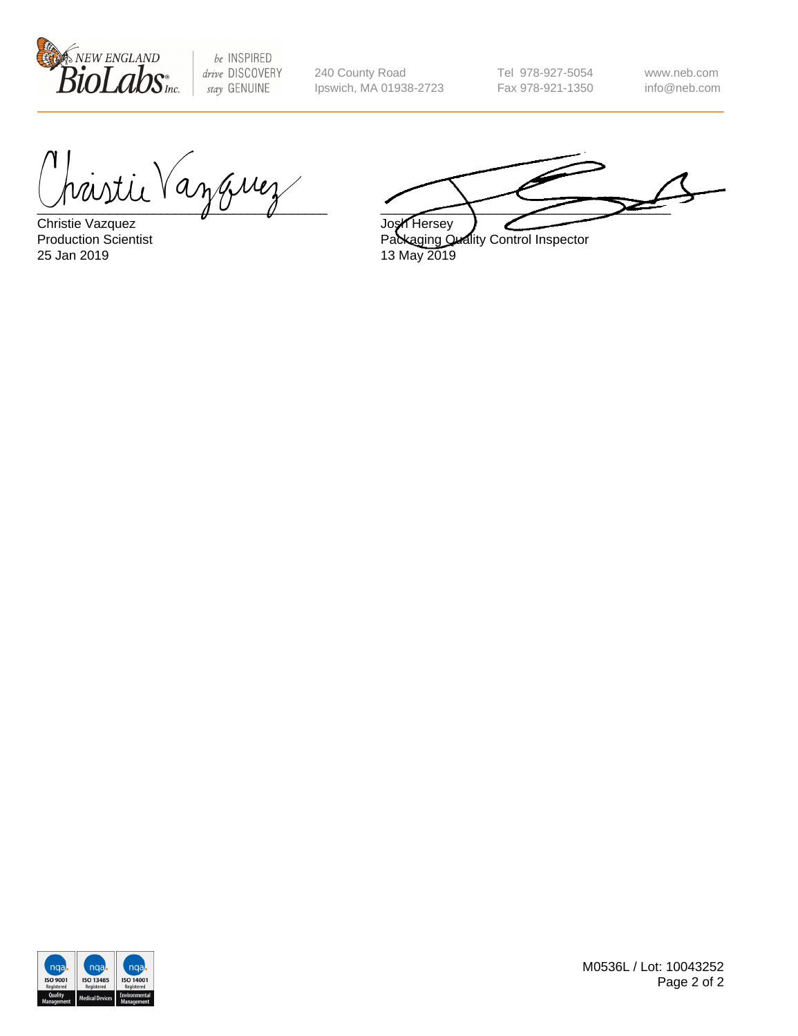be INSPIRED
drive DISCOVERY
stay GENUINE

240 County Road
Ipswich, MA 01938-2723

Tel 978-927-5054
Fax 978-921-1350

www.neb.com
info@neb.com

Christie Vazquez
Production Scientist
25 Jan 2019

Josh Hersey
Packaging Quality Control Inspector
13 May 2019

M0536L / Lot: 10043252